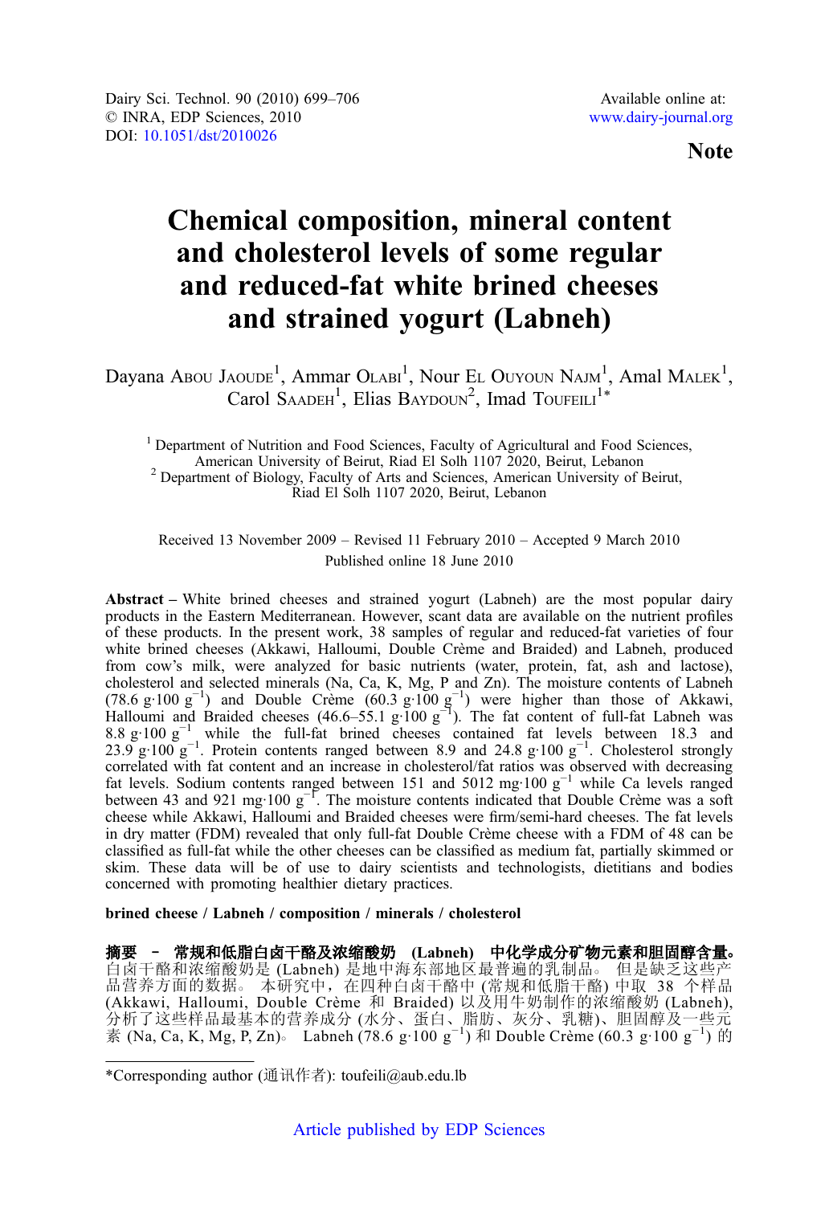Dairy Sci. Technol. 90 (2010) 699–706
© INRA, EDP Sciences, 2010
DOI: 10.1051/dst/2010026

Available online at:
www.dairy-journal.org

**Note**

# Chemical composition, mineral content and cholesterol levels of some regular and reduced-fat white brined cheeses and strained yogurt (Labneh)

Dayana Abou Jaoude[1], Ammar Olabi[1], Nour El Ouyoun Najm[1], Amal Malek[1], Carol Saadeh[1], Elias Baydoun[2], Imad Toufeili[1*]

[1] Department of Nutrition and Food Sciences, Faculty of Agricultural and Food Sciences, American University of Beirut, Riad El Solh 1107 2020, Beirut, Lebanon
[2] Department of Biology, Faculty of Arts and Sciences, American University of Beirut, Riad El Solh 1107 2020, Beirut, Lebanon

Received 13 November 2009 – Revised 11 February 2010 – Accepted 9 March 2010
Published online 18 June 2010

**Abstract –** White brined cheeses and strained yogurt (Labneh) are the most popular dairy products in the Eastern Mediterranean. However, scant data are available on the nutrient profiles of these products. In the present work, 38 samples of regular and reduced-fat varieties of four white brined cheeses (Akkawi, Halloumi, Double Crème and Braided) and Labneh, produced from cow's milk, were analyzed for basic nutrients (water, protein, fat, ash and lactose), cholesterol and selected minerals (Na, Ca, K, Mg, P and Zn). The moisture contents of Labneh (78.6 g·100 $g^{-1}$) and Double Crème (60.3 g·100 $g^{-1}$) were higher than those of Akkawi, Halloumi and Braided cheeses (46.6–55.1 g·100 $g^{-1}$). The fat content of full-fat Labneh was 8.8 g·100 $g^{-1}$ while the full-fat brined cheeses contained fat levels between 18.3 and 23.9 g·100 $g^{-1}$. Protein contents ranged between 8.9 and 24.8 g·100 $g^{-1}$. Cholesterol strongly correlated with fat content and an increase in cholesterol/fat ratios was observed with decreasing fat levels. Sodium contents ranged between 151 and 5012 mg·100 $g^{-1}$ while Ca levels ranged between 43 and 921 mg·100 $g^{-1}$. The moisture contents indicated that Double Crème was a soft cheese while Akkawi, Halloumi and Braided cheeses were firm/semi-hard cheeses. The fat levels in dry matter (FDM) revealed that only full-fat Double Crème cheese with a FDM of 48 can be classified as full-fat while the other cheeses can be classified as medium fat, partially skimmed or skim. These data will be of use to dairy scientists and technologists, dietitians and bodies concerned with promoting healthier dietary practices.

**brined cheese / Labneh / composition / minerals / cholesterol**

**摘要 – 常规和低脂白卤干酪及浓缩酸奶 (Labneh) 中化学成分矿物元素和胆固醇含量。** 白卤干酪和浓缩酸奶是 (Labneh) 是地中海东部地区最普遍的乳制品。 但是缺乏这些产品营养方面的数据。 本研究中，在四种白卤干酪中 (常规和低脂干酪) 中取 38 个样品 (Akkawi, Halloumi, Double Crème 和 Braided) 以及用牛奶制作的浓缩酸奶 (Labneh), 分析了这些样品最基本的营养成分 (水分、蛋白、脂肪、灰分、乳糖)、胆固醇及一些元素 (Na, Ca, K, Mg, P, Zn)。 Labneh (78.6 g·100 $g^{-1}$) 和 Double Crème (60.3 g·100 $g^{-1}$) 的

*Corresponding author (通讯作者): toufeili@aub.edu.lb

Article published by EDP Sciences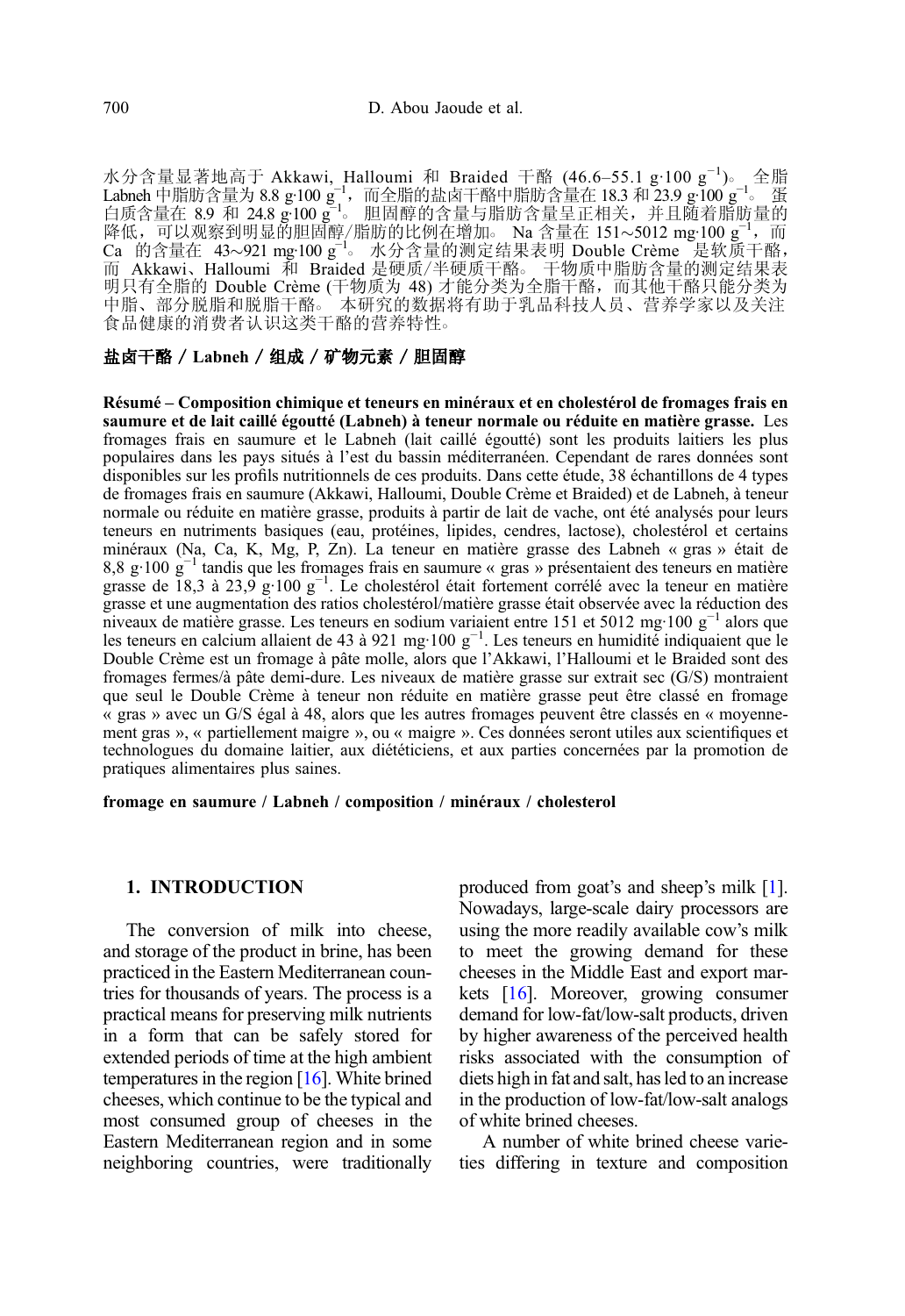水分含量显著地高于 Akkawi, Halloumi 和 Braided 干酪 (46.6–55.1 g·100 g$^{-1}$)。 全脂 Labneh 中脂肪含量为 8.8 g·100 g$^{-1}$，而全脂的盐卤干酪中脂肪含量在 18.3 和 23.9 g·100 g$^{-1}$。 蛋白质含量在 8.9 和 24.8 g·100 g$^{-1}$。 胆固醇的含量与脂肪含量呈正相关，并且随着脂肪量的降低，可以观察到明显的胆固醇/脂肪的比例在增加。 Na 含量在 151∼5012 mg·100 g$^{-1}$，而 Ca 的含量在 43∼921 mg·100 g$^{-1}$。 水分含量的测定结果表明 Double Crème 是软质干酪，而 Akkawi、Halloumi 和 Braided 是硬质/半硬质干酪。 干物质中脂肪含量的测定结果表明只有全脂的 Double Crème (干物质为 48) 才能分类为全脂干酪，而其他干酪只能分类为中脂、部分脱脂和脱脂干酪。 本研究的数据将有助于乳品科技人员、营养学家以及关注食品健康的消费者认识这类干酪的营养特性。

**盐卤干酪 / Labneh / 组成 / 矿物元素 / 胆固醇**

**Résumé – Composition chimique et teneurs en minéraux et en cholestérol de fromages frais en saumure et de lait caillé égoutté (Labneh) à teneur normale ou réduite en matière grasse.** Les fromages frais en saumure et le Labneh (lait caillé égoutté) sont les produits laitiers les plus populaires dans les pays situés à l'est du bassin méditerranéen. Cependant de rares données sont disponibles sur les profils nutritionnels de ces produits. Dans cette étude, 38 échantillons de 4 types de fromages frais en saumure (Akkawi, Halloumi, Double Crème et Braided) et de Labneh, à teneur normale ou réduite en matière grasse, produits à partir de lait de vache, ont été analysés pour leurs teneurs en nutriments basiques (eau, protéines, lipides, cendres, lactose), cholestérol et certains minéraux (Na, Ca, K, Mg, P, Zn). La teneur en matière grasse des Labneh « gras » était de 8,8 g·100 g$^{-1}$ tandis que les fromages frais en saumure « gras » présentaient des teneurs en matière grasse de 18,3 à 23,9 g·100 g$^{-1}$. Le cholestérol était fortement corrélé avec la teneur en matière grasse et une augmentation des ratios cholestérol/matière grasse était observée avec la réduction des niveaux de matière grasse. Les teneurs en sodium variaient entre 151 et 5012 mg·100 g$^{-1}$ alors que les teneurs en calcium allaient de 43 à 921 mg·100 g$^{-1}$. Les teneurs en humidité indiquaient que le Double Crème est un fromage à pâte molle, alors que l'Akkawi, l'Halloumi et le Braided sont des fromages fermes/à pâte demi-dure. Les niveaux de matière grasse sur extrait sec (G/S) montraient que seul le Double Crème à teneur non réduite en matière grasse peut être classé en fromage « gras » avec un G/S égal à 48, alors que les autres fromages peuvent être classés en « moyennement gras », « partiellement maigre », ou « maigre ». Ces données seront utiles aux scientifiques et technologues du domaine laitier, aux diététiciens, et aux parties concernées par la promotion de pratiques alimentaires plus saines.

**fromage en saumure / Labneh / composition / minéraux / cholesterol**

## 1. INTRODUCTION

The conversion of milk into cheese, and storage of the product in brine, has been practiced in the Eastern Mediterranean countries for thousands of years. The process is a practical means for preserving milk nutrients in a form that can be safely stored for extended periods of time at the high ambient temperatures in the region [16]. White brined cheeses, which continue to be the typical and most consumed group of cheeses in the Eastern Mediterranean region and in some neighboring countries, were traditionally produced from goat's and sheep's milk [1]. Nowadays, large-scale dairy processors are using the more readily available cow's milk to meet the growing demand for these cheeses in the Middle East and export markets [16]. Moreover, growing consumer demand for low-fat/low-salt products, driven by higher awareness of the perceived health risks associated with the consumption of diets high in fat and salt, has led to an increase in the production of low-fat/low-salt analogs of white brined cheeses.

A number of white brined cheese varieties differing in texture and composition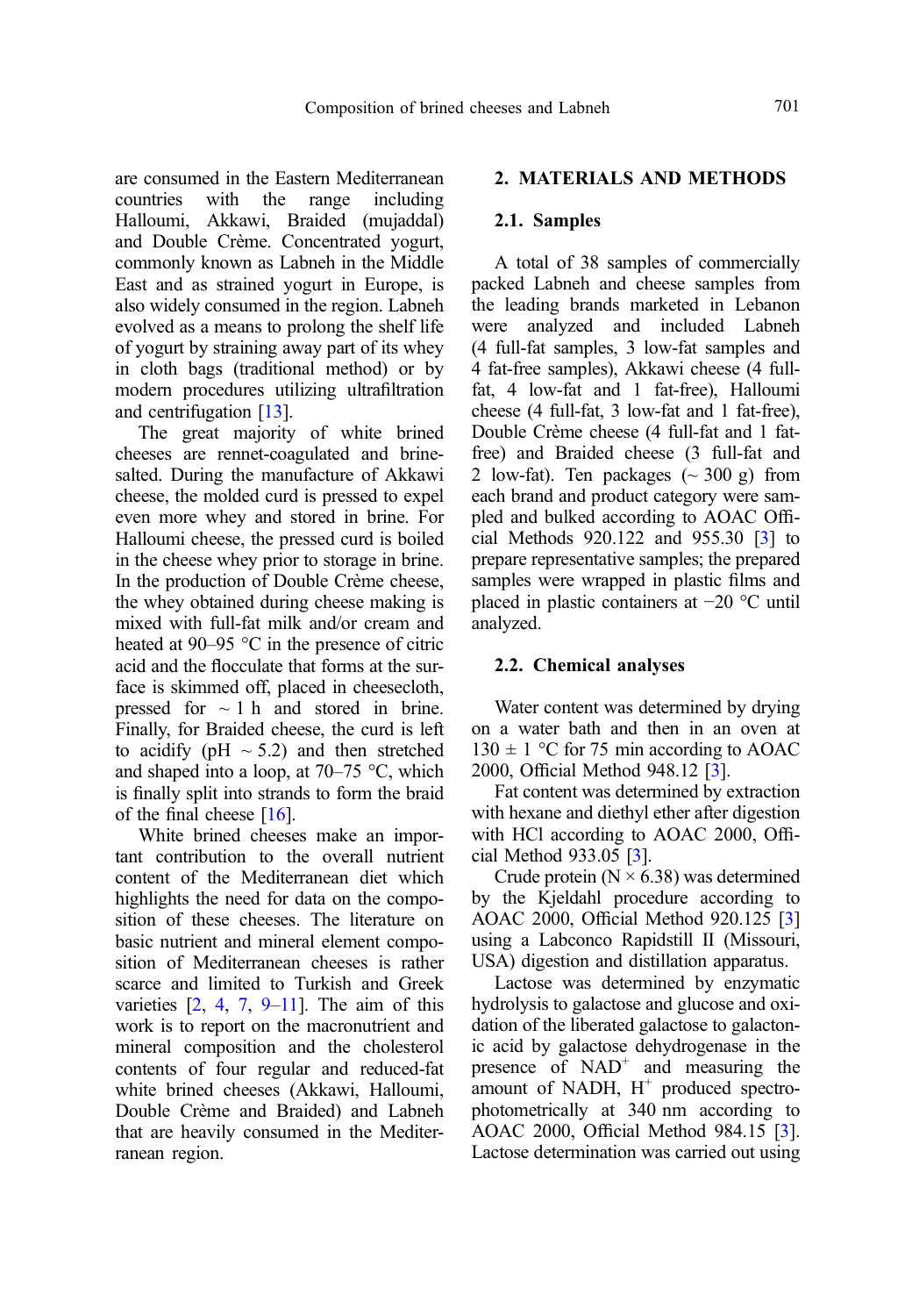are consumed in the Eastern Mediterranean countries with the range including Halloumi, Akkawi, Braided (mujaddal) and Double Crème. Concentrated yogurt, commonly known as Labneh in the Middle East and as strained yogurt in Europe, is also widely consumed in the region. Labneh evolved as a means to prolong the shelf life of yogurt by straining away part of its whey in cloth bags (traditional method) or by modern procedures utilizing ultrafiltration and centrifugation [13].

The great majority of white brined cheeses are rennet-coagulated and brine-salted. During the manufacture of Akkawi cheese, the molded curd is pressed to expel even more whey and stored in brine. For Halloumi cheese, the pressed curd is boiled in the cheese whey prior to storage in brine. In the production of Double Crème cheese, the whey obtained during cheese making is mixed with full-fat milk and/or cream and heated at 90–95 °C in the presence of citric acid and the flocculate that forms at the surface is skimmed off, placed in cheesecloth, pressed for ~ 1 h and stored in brine. Finally, for Braided cheese, the curd is left to acidify (pH ~ 5.2) and then stretched and shaped into a loop, at 70–75 °C, which is finally split into strands to form the braid of the final cheese [16].

White brined cheeses make an important contribution to the overall nutrient content of the Mediterranean diet which highlights the need for data on the composition of these cheeses. The literature on basic nutrient and mineral element composition of Mediterranean cheeses is rather scarce and limited to Turkish and Greek varieties [2, 4, 7, 9–11]. The aim of this work is to report on the macronutrient and mineral composition and the cholesterol contents of four regular and reduced-fat white brined cheeses (Akkawi, Halloumi, Double Crème and Braided) and Labneh that are heavily consumed in the Mediterranean region.

## 2. MATERIALS AND METHODS

### 2.1. Samples

A total of 38 samples of commercially packed Labneh and cheese samples from the leading brands marketed in Lebanon were analyzed and included Labneh (4 full-fat samples, 3 low-fat samples and 4 fat-free samples), Akkawi cheese (4 full-fat, 4 low-fat and 1 fat-free), Halloumi cheese (4 full-fat, 3 low-fat and 1 fat-free), Double Crème cheese (4 full-fat and 1 fat-free) and Braided cheese (3 full-fat and 2 low-fat). Ten packages (~ 300 g) from each brand and product category were sampled and bulked according to AOAC Official Methods 920.122 and 955.30 [3] to prepare representative samples; the prepared samples were wrapped in plastic films and placed in plastic containers at −20 °C until analyzed.

### 2.2. Chemical analyses

Water content was determined by drying on a water bath and then in an oven at 130 ± 1 °C for 75 min according to AOAC 2000, Official Method 948.12 [3].

Fat content was determined by extraction with hexane and diethyl ether after digestion with HCl according to AOAC 2000, Official Method 933.05 [3].

Crude protein (N × 6.38) was determined by the Kjeldahl procedure according to AOAC 2000, Official Method 920.125 [3] using a Labconco Rapidstill II (Missouri, USA) digestion and distillation apparatus.

Lactose was determined by enzymatic hydrolysis to galactose and glucose and oxidation of the liberated galactose to galactonic acid by galactose dehydrogenase in the presence of $NAD^+$ and measuring the amount of NADH, $H^+$ produced spectrophotometrically at 340 nm according to AOAC 2000, Official Method 984.15 [3]. Lactose determination was carried out using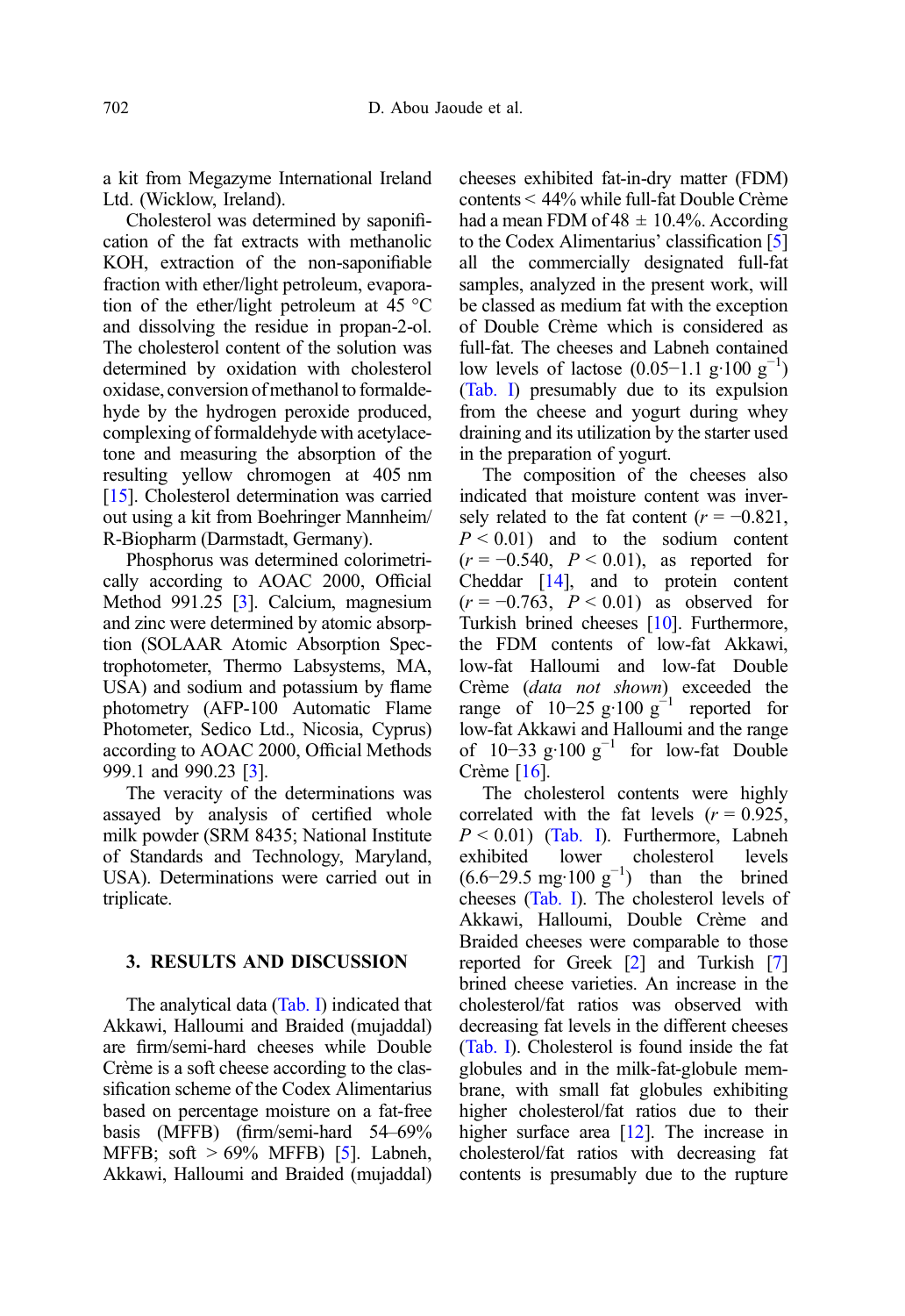a kit from Megazyme International Ireland Ltd. (Wicklow, Ireland).

Cholesterol was determined by saponification of the fat extracts with methanolic KOH, extraction of the non-saponifiable fraction with ether/light petroleum, evaporation of the ether/light petroleum at 45 °C and dissolving the residue in propan-2-ol. The cholesterol content of the solution was determined by oxidation with cholesterol oxidase, conversion of methanol to formaldehyde by the hydrogen peroxide produced, complexing of formaldehyde with acetylacetone and measuring the absorption of the resulting yellow chromogen at 405 nm [15]. Cholesterol determination was carried out using a kit from Boehringer Mannheim/R-Biopharm (Darmstadt, Germany).

Phosphorus was determined colorimetrically according to AOAC 2000, Official Method 991.25 [3]. Calcium, magnesium and zinc were determined by atomic absorption (SOLAAR Atomic Absorption Spectrophotometer, Thermo Labsystems, MA, USA) and sodium and potassium by flame photometry (AFP-100 Automatic Flame Photometer, Sedico Ltd., Nicosia, Cyprus) according to AOAC 2000, Official Methods 999.1 and 990.23 [3].

The veracity of the determinations was assayed by analysis of certified whole milk powder (SRM 8435; National Institute of Standards and Technology, Maryland, USA). Determinations were carried out in triplicate.

## 3. RESULTS AND DISCUSSION

The analytical data (Tab. I) indicated that Akkawi, Halloumi and Braided (mujaddal) are firm/semi-hard cheeses while Double Crème is a soft cheese according to the classification scheme of the Codex Alimentarius based on percentage moisture on a fat-free basis (MFFB) (firm/semi-hard 54–69% MFFB; soft > 69% MFFB) [5]. Labneh, Akkawi, Halloumi and Braided (mujaddal) cheeses exhibited fat-in-dry matter (FDM) contents < 44% while full-fat Double Crème had a mean FDM of 48 ± 10.4%. According to the Codex Alimentarius' classification [5] all the commercially designated full-fat samples, analyzed in the present work, will be classed as medium fat with the exception of Double Crème which is considered as full-fat. The cheeses and Labneh contained low levels of lactose (0.05–1.1 g·100 $g^{-1}$) (Tab. I) presumably due to its expulsion from the cheese and yogurt during whey draining and its utilization by the starter used in the preparation of yogurt.

The composition of the cheeses also indicated that moisture content was inversely related to the fat content ($r = -0.821$, $P < 0.01$) and to the sodium content ($r = -0.540$, $P < 0.01$), as reported for Cheddar [14], and to protein content ($r = -0.763$, $P < 0.01$) as observed for Turkish brined cheeses [10]. Furthermore, the FDM contents of low-fat Akkawi, low-fat Halloumi and low-fat Double Crème (*data not shown*) exceeded the range of 10–25 g·100 $g^{-1}$ reported for low-fat Akkawi and Halloumi and the range of 10–33 g·100 $g^{-1}$ for low-fat Double Crème [16].

The cholesterol contents were highly correlated with the fat levels ($r = 0.925$, $P < 0.01$) (Tab. I). Furthermore, Labneh exhibited lower cholesterol levels (6.6–29.5 mg·100 $g^{-1}$) than the brined cheeses (Tab. I). The cholesterol levels of Akkawi, Halloumi, Double Crème and Braided cheeses were comparable to those reported for Greek [2] and Turkish [7] brined cheese varieties. An increase in the cholesterol/fat ratios was observed with decreasing fat levels in the different cheeses (Tab. I). Cholesterol is found inside the fat globules and in the milk-fat-globule membrane, with small fat globules exhibiting higher cholesterol/fat ratios due to their higher surface area [12]. The increase in cholesterol/fat ratios with decreasing fat contents is presumably due to the rupture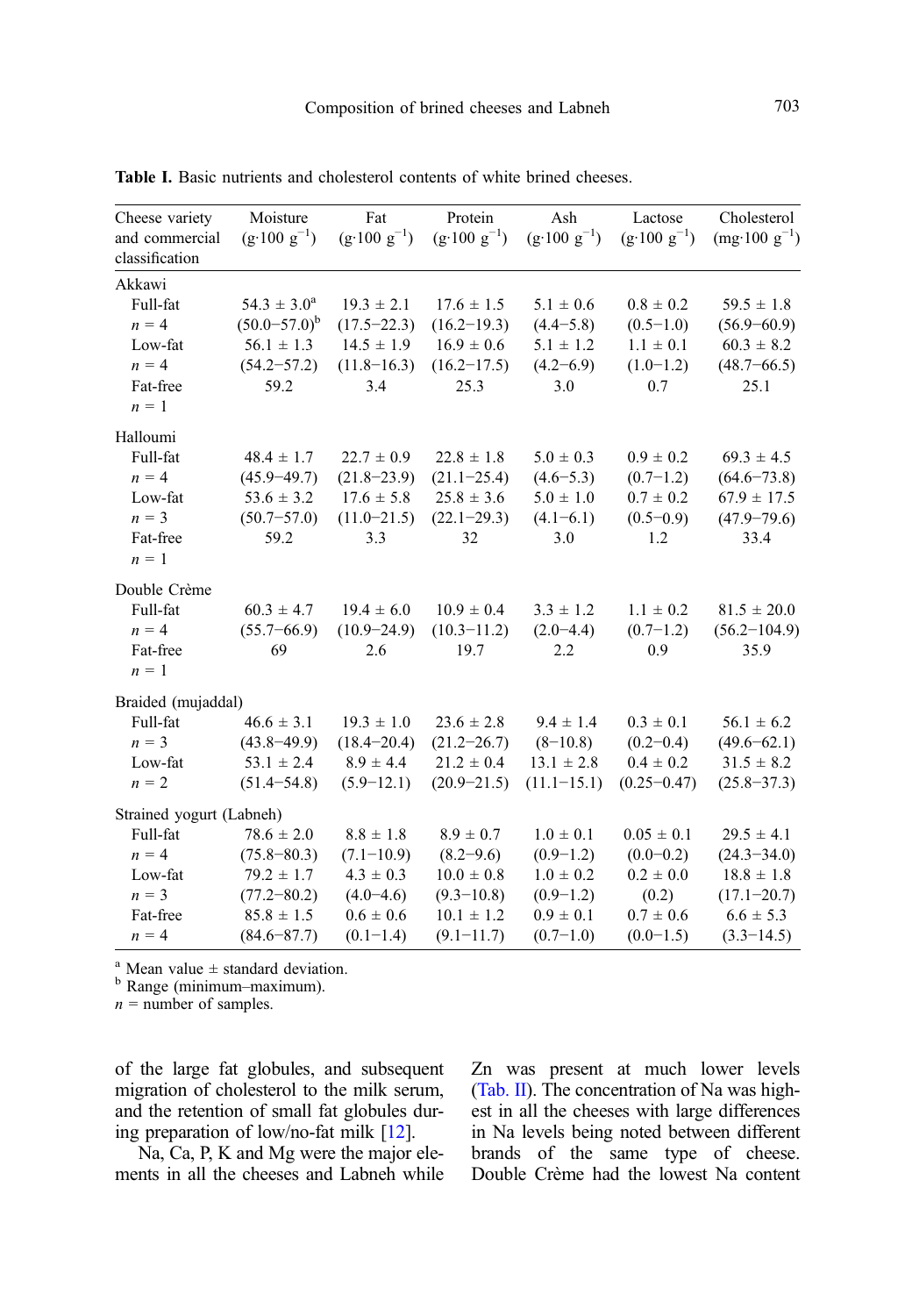**Table I.** Basic nutrients and cholesterol contents of white brined cheeses.

| Cheese variety and commercial classification | Moisture ($g \cdot 100\ g^{-1}$) | Fat ($g \cdot 100\ g^{-1}$) | Protein ($g \cdot 100\ g^{-1}$) | Ash ($g \cdot 100\ g^{-1}$) | Lactose ($g \cdot 100\ g^{-1}$) | Cholesterol ($mg \cdot 100\ g^{-1}$) |
|---|---|---|---|---|---|---|
| Akkawi | | | | | | |
| Full-fat | 54.3 ± 3.0[a] | 19.3 ± 2.1 | 17.6 ± 1.5 | 5.1 ± 0.6 | 0.8 ± 0.2 | 59.5 ± 1.8 |
| *n* = 4 | (50.0−57.0)[b] | (17.5−22.3) | (16.2−19.3) | (4.4−5.8) | (0.5−1.0) | (56.9−60.9) |
| Low-fat | 56.1 ± 1.3 | 14.5 ± 1.9 | 16.9 ± 0.6 | 5.1 ± 1.2 | 1.1 ± 0.1 | 60.3 ± 8.2 |
| *n* = 4 | (54.2−57.2) | (11.8−16.3) | (16.2−17.5) | (4.2−6.9) | (1.0−1.2) | (48.7−66.5) |
| Fat-free | 59.2 | 3.4 | 25.3 | 3.0 | 0.7 | 25.1 |
| *n* = 1 | | | | | | |
| Halloumi | | | | | | |
| Full-fat | 48.4 ± 1.7 | 22.7 ± 0.9 | 22.8 ± 1.8 | 5.0 ± 0.3 | 0.9 ± 0.2 | 69.3 ± 4.5 |
| *n* = 4 | (45.9−49.7) | (21.8−23.9) | (21.1−25.4) | (4.6−5.3) | (0.7−1.2) | (64.6−73.8) |
| Low-fat | 53.6 ± 3.2 | 17.6 ± 5.8 | 25.8 ± 3.6 | 5.0 ± 1.0 | 0.7 ± 0.2 | 67.9 ± 17.5 |
| *n* = 3 | (50.7−57.0) | (11.0−21.5) | (22.1−29.3) | (4.1−6.1) | (0.5−0.9) | (47.9−79.6) |
| Fat-free | 59.2 | 3.3 | 32 | 3.0 | 1.2 | 33.4 |
| *n* = 1 | | | | | | |
| Double Crème | | | | | | |
| Full-fat | 60.3 ± 4.7 | 19.4 ± 6.0 | 10.9 ± 0.4 | 3.3 ± 1.2 | 1.1 ± 0.2 | 81.5 ± 20.0 |
| *n* = 4 | (55.7−66.9) | (10.9−24.9) | (10.3−11.2) | (2.0−4.4) | (0.7−1.2) | (56.2−104.9) |
| Fat-free | 69 | 2.6 | 19.7 | 2.2 | 0.9 | 35.9 |
| *n* = 1 | | | | | | |
| Braided (mujaddal) | | | | | | |
| Full-fat | 46.6 ± 3.1 | 19.3 ± 1.0 | 23.6 ± 2.8 | 9.4 ± 1.4 | 0.3 ± 0.1 | 56.1 ± 6.2 |
| *n* = 3 | (43.8−49.9) | (18.4−20.4) | (21.2−26.7) | (8−10.8) | (0.2−0.4) | (49.6−62.1) |
| Low-fat | 53.1 ± 2.4 | 8.9 ± 4.4 | 21.2 ± 0.4 | 13.1 ± 2.8 | 0.4 ± 0.2 | 31.5 ± 8.2 |
| *n* = 2 | (51.4−54.8) | (5.9−12.1) | (20.9−21.5) | (11.1−15.1) | (0.25−0.47) | (25.8−37.3) |
| Strained yogurt (Labneh) | | | | | | |
| Full-fat | 78.6 ± 2.0 | 8.8 ± 1.8 | 8.9 ± 0.7 | 1.0 ± 0.1 | 0.05 ± 0.1 | 29.5 ± 4.1 |
| *n* = 4 | (75.8−80.3) | (7.1−10.9) | (8.2−9.6) | (0.9−1.2) | (0.0−0.2) | (24.3−34.0) |
| Low-fat | 79.2 ± 1.7 | 4.3 ± 0.3 | 10.0 ± 0.8 | 1.0 ± 0.2 | 0.2 ± 0.0 | 18.8 ± 1.8 |
| *n* = 3 | (77.2−80.2) | (4.0−4.6) | (9.3−10.8) | (0.9−1.2) | (0.2) | (17.1−20.7) |
| Fat-free | 85.8 ± 1.5 | 0.6 ± 0.6 | 10.1 ± 1.2 | 0.9 ± 0.1 | 0.7 ± 0.6 | 6.6 ± 5.3 |
| *n* = 4 | (84.6−87.7) | (0.1−1.4) | (9.1−11.7) | (0.7−1.0) | (0.0−1.5) | (3.3−14.5) |

[a] Mean value ± standard deviation.
[b] Range (minimum–maximum).
*n* = number of samples.

of the large fat globules, and subsequent migration of cholesterol to the milk serum, and the retention of small fat globules during preparation of low/no-fat milk [12].

Na, Ca, P, K and Mg were the major elements in all the cheeses and Labneh while Zn was present at much lower levels (Tab. II). The concentration of Na was highest in all the cheeses with large differences in Na levels being noted between different brands of the same type of cheese. Double Crème had the lowest Na content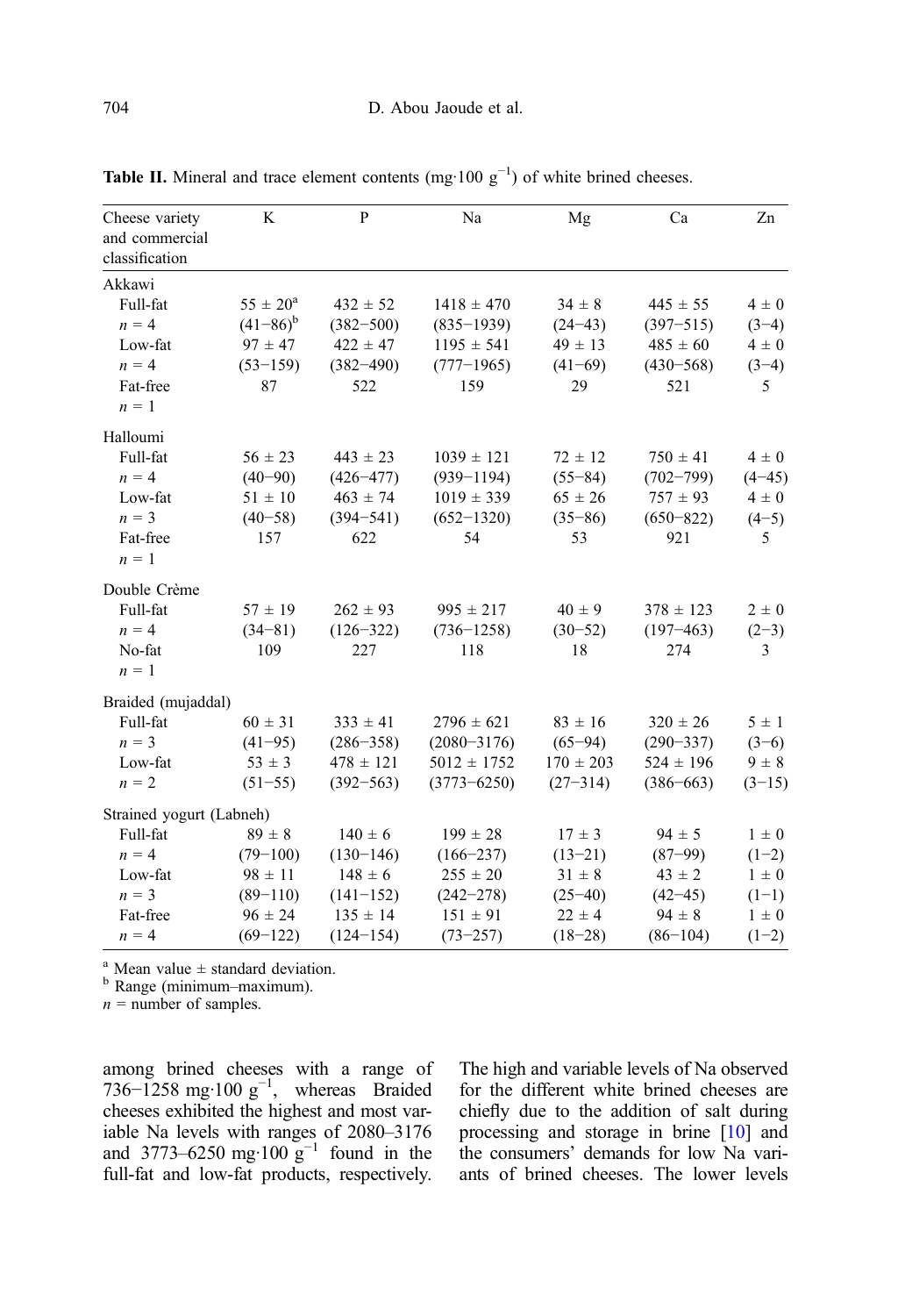**Table II.** Mineral and trace element contents (mg·100 g$^{-1}$) of white brined cheeses.

| Cheese variety and commercial classification | K | P | Na | Mg | Ca | Zn |
|---|---|---|---|---|---|---|
| Akkawi | | | | | | |
| Full-fat | 55 ± 20[a] | 432 ± 52 | 1418 ± 470 | 34 ± 8 | 445 ± 55 | 4 ± 0 |
| $n$ = 4 | (41–86)[b] | (382–500) | (835–1939) | (24–43) | (397–515) | (3–4) |
| Low-fat | 97 ± 47 | 422 ± 47 | 1195 ± 541 | 49 ± 13 | 485 ± 60 | 4 ± 0 |
| $n$ = 4 | (53–159) | (382–490) | (777–1965) | (41–69) | (430–568) | (3–4) |
| Fat-free | 87 | 522 | 159 | 29 | 521 | 5 |
| $n$ = 1 | | | | | | |
| Halloumi | | | | | | |
| Full-fat | 56 ± 23 | 443 ± 23 | 1039 ± 121 | 72 ± 12 | 750 ± 41 | 4 ± 0 |
| $n$ = 4 | (40–90) | (426–477) | (939–1194) | (55–84) | (702–799) | (4–45) |
| Low-fat | 51 ± 10 | 463 ± 74 | 1019 ± 339 | 65 ± 26 | 757 ± 93 | 4 ± 0 |
| $n$ = 3 | (40–58) | (394–541) | (652–1320) | (35–86) | (650–822) | (4–5) |
| Fat-free | 157 | 622 | 54 | 53 | 921 | 5 |
| $n$ = 1 | | | | | | |
| Double Crème | | | | | | |
| Full-fat | 57 ± 19 | 262 ± 93 | 995 ± 217 | 40 ± 9 | 378 ± 123 | 2 ± 0 |
| $n$ = 4 | (34–81) | (126–322) | (736–1258) | (30–52) | (197–463) | (2–3) |
| No-fat | 109 | 227 | 118 | 18 | 274 | 3 |
| $n$ = 1 | | | | | | |
| Braided (mujaddal) | | | | | | |
| Full-fat | 60 ± 31 | 333 ± 41 | 2796 ± 621 | 83 ± 16 | 320 ± 26 | 5 ± 1 |
| $n$ = 3 | (41–95) | (286–358) | (2080–3176) | (65–94) | (290–337) | (3–6) |
| Low-fat | 53 ± 3 | 478 ± 121 | 5012 ± 1752 | 170 ± 203 | 524 ± 196 | 9 ± 8 |
| $n$ = 2 | (51–55) | (392–563) | (3773–6250) | (27–314) | (386–663) | (3–15) |
| Strained yogurt (Labneh) | | | | | | |
| Full-fat | 89 ± 8 | 140 ± 6 | 199 ± 28 | 17 ± 3 | 94 ± 5 | 1 ± 0 |
| $n$ = 4 | (79–100) | (130–146) | (166–237) | (13–21) | (87–99) | (1–2) |
| Low-fat | 98 ± 11 | 148 ± 6 | 255 ± 20 | 31 ± 8 | 43 ± 2 | 1 ± 0 |
| $n$ = 3 | (89–110) | (141–152) | (242–278) | (25–40) | (42–45) | (1–1) |
| Fat-free | 96 ± 24 | 135 ± 14 | 151 ± 91 | 22 ± 4 | 94 ± 8 | 1 ± 0 |
| $n$ = 4 | (69–122) | (124–154) | (73–257) | (18–28) | (86–104) | (1–2) |

[a] Mean value ± standard deviation.
[b] Range (minimum–maximum).
$n$ = number of samples.

among brined cheeses with a range of 736–1258 mg·100 g$^{-1}$, whereas Braided cheeses exhibited the highest and most variable Na levels with ranges of 2080–3176 and 3773–6250 mg·100 g$^{-1}$ found in the full-fat and low-fat products, respectively. The high and variable levels of Na observed for the different white brined cheeses are chiefly due to the addition of salt during processing and storage in brine [10] and the consumers' demands for low Na variants of brined cheeses. The lower levels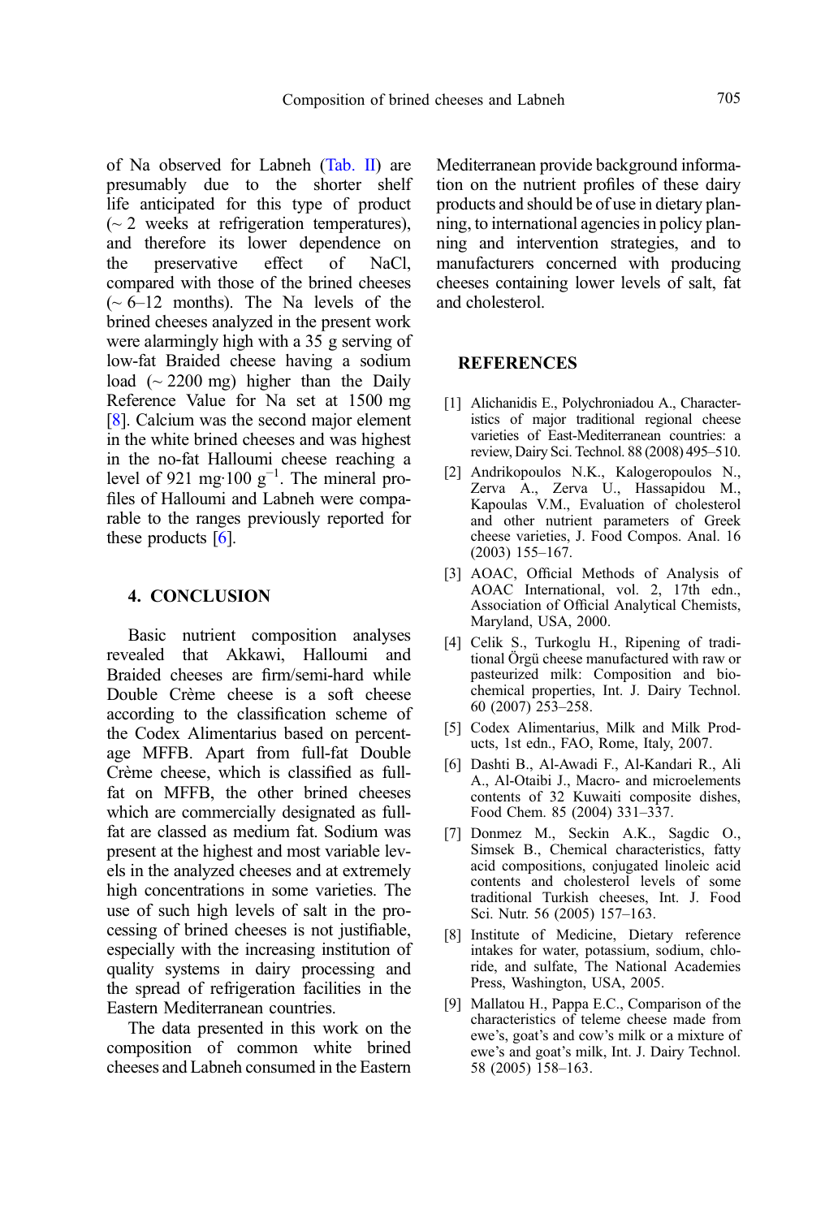of Na observed for Labneh (Tab. II) are presumably due to the shorter shelf life anticipated for this type of product (~ 2 weeks at refrigeration temperatures), and therefore its lower dependence on the preservative effect of NaCl, compared with those of the brined cheeses (~ 6–12 months). The Na levels of the brined cheeses analyzed in the present work were alarmingly high with a 35 g serving of low-fat Braided cheese having a sodium load (~ 2200 mg) higher than the Daily Reference Value for Na set at 1500 mg [8]. Calcium was the second major element in the white brined cheeses and was highest in the no-fat Halloumi cheese reaching a level of 921 mg·100 $g^{-1}$. The mineral profiles of Halloumi and Labneh were comparable to the ranges previously reported for these products [6].

## 4. CONCLUSION

Basic nutrient composition analyses revealed that Akkawi, Halloumi and Braided cheeses are firm/semi-hard while Double Crème cheese is a soft cheese according to the classification scheme of the Codex Alimentarius based on percentage MFFB. Apart from full-fat Double Crème cheese, which is classified as full-fat on MFFB, the other brined cheeses which are commercially designated as full-fat are classed as medium fat. Sodium was present at the highest and most variable levels in the analyzed cheeses and at extremely high concentrations in some varieties. The use of such high levels of salt in the processing of brined cheeses is not justifiable, especially with the increasing institution of quality systems in dairy processing and the spread of refrigeration facilities in the Eastern Mediterranean countries.

The data presented in this work on the composition of common white brined cheeses and Labneh consumed in the Eastern Mediterranean provide background information on the nutrient profiles of these dairy products and should be of use in dietary planning, to international agencies in policy planning and intervention strategies, and to manufacturers concerned with producing cheeses containing lower levels of salt, fat and cholesterol.

## REFERENCES

[1] Alichanidis E., Polychroniadou A., Characteristics of major traditional regional cheese varieties of East-Mediterranean countries: a review, Dairy Sci. Technol. 88 (2008) 495–510.

[2] Andrikopoulos N.K., Kalogeropoulos N., Zerva A., Zerva U., Hassapidou M., Kapoulas V.M., Evaluation of cholesterol and other nutrient parameters of Greek cheese varieties, J. Food Compos. Anal. 16 (2003) 155–167.

[3] AOAC, Official Methods of Analysis of AOAC International, vol. 2, 17th edn., Association of Official Analytical Chemists, Maryland, USA, 2000.

[4] Celik S., Turkoglu H., Ripening of traditional Örgü cheese manufactured with raw or pasteurized milk: Composition and biochemical properties, Int. J. Dairy Technol. 60 (2007) 253–258.

[5] Codex Alimentarius, Milk and Milk Products, 1st edn., FAO, Rome, Italy, 2007.

[6] Dashti B., Al-Awadi F., Al-Kandari R., Ali A., Al-Otaibi J., Macro- and microelements contents of 32 Kuwaiti composite dishes, Food Chem. 85 (2004) 331–337.

[7] Donmez M., Seckin A.K., Sagdic O., Simsek B., Chemical characteristics, fatty acid compositions, conjugated linoleic acid contents and cholesterol levels of some traditional Turkish cheeses, Int. J. Food Sci. Nutr. 56 (2005) 157–163.

[8] Institute of Medicine, Dietary reference intakes for water, potassium, sodium, chloride, and sulfate, The National Academies Press, Washington, USA, 2005.

[9] Mallatou H., Pappa E.C., Comparison of the characteristics of teleme cheese made from ewe's, goat's and cow's milk or a mixture of ewe's and goat's milk, Int. J. Dairy Technol. 58 (2005) 158–163.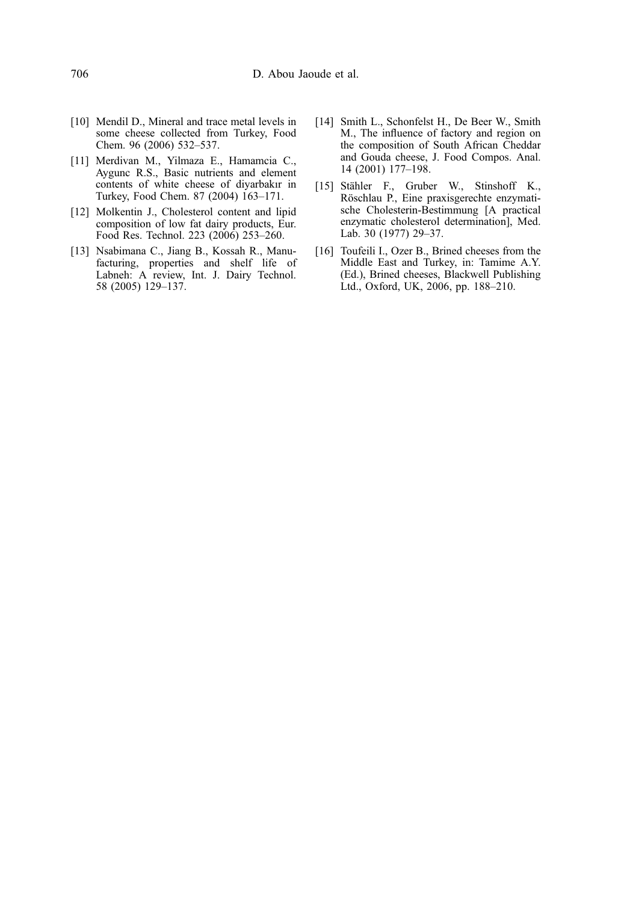[10] Mendil D., Mineral and trace metal levels in some cheese collected from Turkey, Food Chem. 96 (2006) 532–537.

[11] Merdivan M., Yilmaza E., Hamamcia C., Aygunc R.S., Basic nutrients and element contents of white cheese of diyarbakır in Turkey, Food Chem. 87 (2004) 163–171.

[12] Molkentin J., Cholesterol content and lipid composition of low fat dairy products, Eur. Food Res. Technol. 223 (2006) 253–260.

[13] Nsabimana C., Jiang B., Kossah R., Manufacturing, properties and shelf life of Labneh: A review, Int. J. Dairy Technol. 58 (2005) 129–137.

[14] Smith L., Schonfelst H., De Beer W., Smith M., The influence of factory and region on the composition of South African Cheddar and Gouda cheese, J. Food Compos. Anal. 14 (2001) 177–198.

[15] Stähler F., Gruber W., Stinshoff K., Röschlau P., Eine praxisgerechte enzymatische Cholesterin-Bestimmung [A practical enzymatic cholesterol determination], Med. Lab. 30 (1977) 29–37.

[16] Toufeili I., Ozer B., Brined cheeses from the Middle East and Turkey, in: Tamime A.Y. (Ed.), Brined cheeses, Blackwell Publishing Ltd., Oxford, UK, 2006, pp. 188–210.